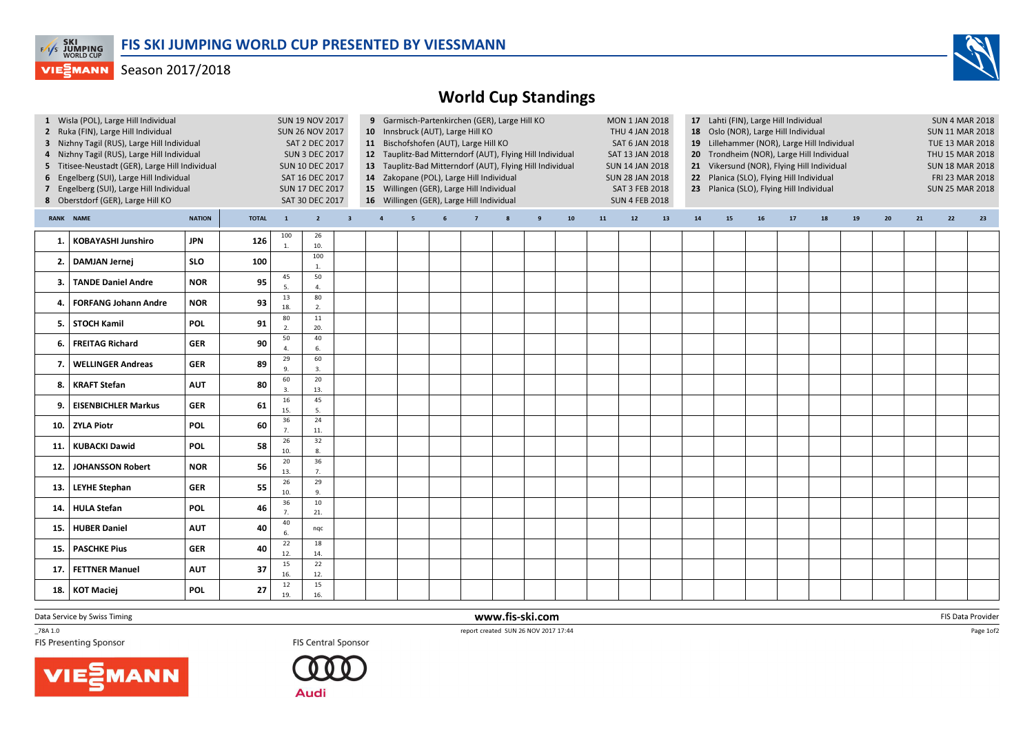# FIS SKI JUMPING WORLD CUP PRESENTED BY VIESSMANN

Season 2017/2018

## World Cup Standings

1 Wisla (POL), Large Hill Individual — SUN 19 NOV 2017
2 Ruka (FIN), Large Hill Individual — SUN 26 NOV 2017
3 Nizhny Tagil (RUS), Large Hill Individual — SAT 2 DEC 2017
4 Nizhny Tagil (RUS), Large Hill Individual — SUN 3 DEC 2017
5 Titisee-Neustadt (GER), Large Hill Individual — SUN 10 DEC 2017
6 Engelberg (SUI), Large Hill Individual — SAT 16 DEC 2017
7 Engelberg (SUI), Large Hill Individual — SUN 17 DEC 2017
8 Oberstdorf (GER), Large Hill KO — SAT 30 DEC 2017
9 Garmisch-Partenkirchen (GER), Large Hill KO — MON 1 JAN 2018
10 Innsbruck (AUT), Large Hill KO — THU 4 JAN 2018
11 Bischofshofen (AUT), Large Hill KO — SAT 6 JAN 2018
12 Tauplitz-Bad Mitterndorf (AUT), Flying Hill Individual — SAT 13 JAN 2018
13 Tauplitz-Bad Mitterndorf (AUT), Flying Hill Individual — SUN 14 JAN 2018
14 Zakopane (POL), Large Hill Individual — SUN 28 JAN 2018
15 Willingen (GER), Large Hill Individual — SAT 3 FEB 2018
16 Willingen (GER), Large Hill Individual — SUN 4 FEB 2018
17 Lahti (FIN), Large Hill Individual — SUN 4 MAR 2018
18 Oslo (NOR), Large Hill Individual — SUN 11 MAR 2018
19 Lillehammer (NOR), Large Hill Individual — TUE 13 MAR 2018
20 Trondheim (NOR), Large Hill Individual — THU 15 MAR 2018
21 Vikersund (NOR), Flying Hill Individual — SUN 18 MAR 2018
22 Planica (SLO), Flying Hill Individual — FRI 23 MAR 2018
23 Planica (SLO), Flying Hill Individual — SUN 25 MAR 2018

| RANK | NAME | NATION | TOTAL | 1 | 2 | 3 | 4 | 5 | 6 | 7 | 8 | 9 | 10 | 11 | 12 | 13 | 14 | 15 | 16 | 17 | 18 | 19 | 20 | 21 | 22 | 23 |
|---|---|---|---|---|---|---|---|---|---|---|---|---|---|---|---|---|---|---|---|---|---|---|---|---|---|---|
| 1. | KOBAYASHI Junshiro | JPN | 126 | 100 1. | 26 10. | | | | | | | | | | | | | | | | | | | | | |
| 2. | DAMJAN Jernej | SLO | 100 | | 100 1. | | | | | | | | | | | | | | | | | | | | | |
| 3. | TANDE Daniel Andre | NOR | 95 | 45 5. | 50 4. | | | | | | | | | | | | | | | | | | | | | |
| 4. | FORFANG Johann Andre | NOR | 93 | 13 18. | 80 2. | | | | | | | | | | | | | | | | | | | | | |
| 5. | STOCH Kamil | POL | 91 | 80 2. | 11 20. | | | | | | | | | | | | | | | | | | | | | |
| 6. | FREITAG Richard | GER | 90 | 50 4. | 40 6. | | | | | | | | | | | | | | | | | | | | | |
| 7. | WELLINGER Andreas | GER | 89 | 29 9. | 60 3. | | | | | | | | | | | | | | | | | | | | | |
| 8. | KRAFT Stefan | AUT | 80 | 60 3. | 20 13. | | | | | | | | | | | | | | | | | | | | | |
| 9. | EISENBICHLER Markus | GER | 61 | 16 15. | 45 5. | | | | | | | | | | | | | | | | | | | | | |
| 10. | ZYLA Piotr | POL | 60 | 36 7. | 24 11. | | | | | | | | | | | | | | | | | | | | | |
| 11. | KUBACKI Dawid | POL | 58 | 26 10. | 32 8. | | | | | | | | | | | | | | | | | | | | | |
| 12. | JOHANSSON Robert | NOR | 56 | 20 13. | 36 7. | | | | | | | | | | | | | | | | | | | | | |
| 13. | LEYHE Stephan | GER | 55 | 26 10. | 29 9. | | | | | | | | | | | | | | | | | | | | | |
| 14. | HULA Stefan | POL | 46 | 36 7. | 10 21. | | | | | | | | | | | | | | | | | | | | | |
| 15. | HUBER Daniel | AUT | 40 | 40 6. | nqc | | | | | | | | | | | | | | | | | | | | | |
| 15. | PASCHKE Pius | GER | 40 | 22 12. | 18 14. | | | | | | | | | | | | | | | | | | | | | |
| 17. | FETTNER Manuel | AUT | 37 | 15 16. | 22 12. | | | | | | | | | | | | | | | | | | | | | |
| 18. | KOT Maciej | POL | 27 | 12 19. | 15 16. | | | | | | | | | | | | | | | | | | | | | |

Data Service by Swiss Timing — www.fis-ski.com — FIS Data Provider

_78A 1.0 — report created SUN 26 NOV 2017 17:44

FIS Presenting Sponsor — FIS Central Sponsor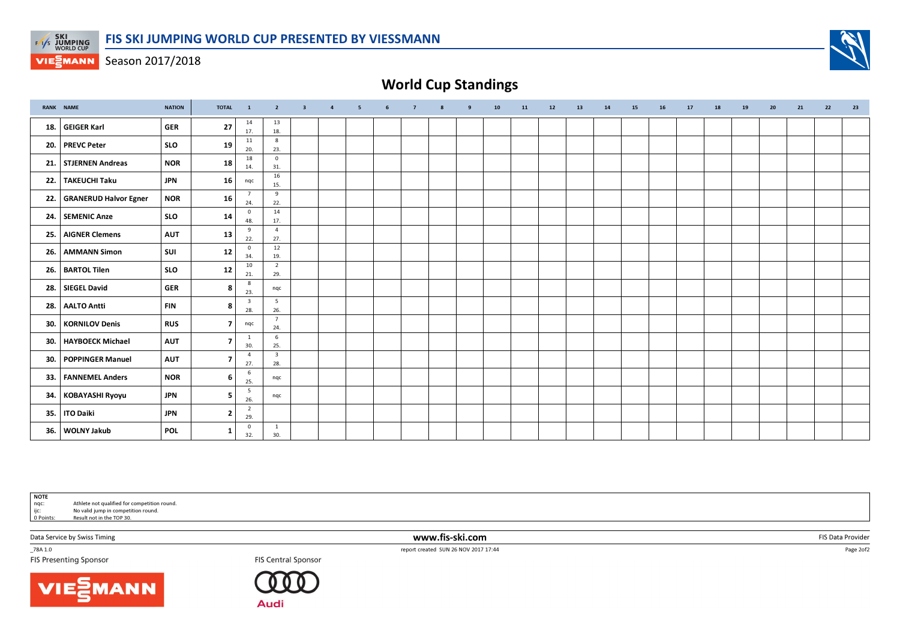# FIS SKI JUMPING WORLD CUP PRESENTED BY VIESSMANN

Season 2017/2018

## World Cup Standings

| RANK | NAME | NATION | TOTAL | 1 | 2 | 3 | 4 | 5 | 6 | 7 | 8 | 9 | 10 | 11 | 12 | 13 | 14 | 15 | 16 | 17 | 18 | 19 | 20 | 21 | 22 | 23 |
|---|---|---|---|---|---|---|---|---|---|---|---|---|---|---|---|---|---|---|---|---|---|---|---|---|---|---|
| 18. | GEIGER Karl | GER | 27 | 14 17. | 13 18. | | | | | | | | | | | | | | | | | | | | | |
| 20. | PREVC Peter | SLO | 19 | 11 20. | 8 23. | | | | | | | | | | | | | | | | | | | | | |
| 21. | STJERNEN Andreas | NOR | 18 | 18 14. | 0 31. | | | | | | | | | | | | | | | | | | | | | |
| 22. | TAKEUCHI Taku | JPN | 16 | nqc | 16 15. | | | | | | | | | | | | | | | | | | | | | |
| 22. | GRANERUD Halvor Egner | NOR | 16 | 7 24. | 9 22. | | | | | | | | | | | | | | | | | | | | | |
| 24. | SEMENIC Anze | SLO | 14 | 0 48. | 14 17. | | | | | | | | | | | | | | | | | | | | | |
| 25. | AIGNER Clemens | AUT | 13 | 9 22. | 4 27. | | | | | | | | | | | | | | | | | | | | | |
| 26. | AMMANN Simon | SUI | 12 | 0 34. | 12 19. | | | | | | | | | | | | | | | | | | | | | |
| 26. | BARTOL Tilen | SLO | 12 | 10 21. | 2 29. | | | | | | | | | | | | | | | | | | | | | |
| 28. | SIEGEL David | GER | 8 | 8 23. | nqc | | | | | | | | | | | | | | | | | | | | | |
| 28. | AALTO Antti | FIN | 8 | 3 28. | 5 26. | | | | | | | | | | | | | | | | | | | | | |
| 30. | KORNILOV Denis | RUS | 7 | nqc | 7 24. | | | | | | | | | | | | | | | | | | | | | |
| 30. | HAYBOECK Michael | AUT | 7 | 1 30. | 6 25. | | | | | | | | | | | | | | | | | | | | | |
| 30. | POPPINGER Manuel | AUT | 7 | 4 27. | 3 28. | | | | | | | | | | | | | | | | | | | | | |
| 33. | FANNEMEL Anders | NOR | 6 | 6 25. | nqc | | | | | | | | | | | | | | | | | | | | | |
| 34. | KOBAYASHI Ryoyu | JPN | 5 | 5 26. | nqc | | | | | | | | | | | | | | | | | | | | | |
| 35. | ITO Daiki | JPN | 2 | 2 29. | | | | | | | | | | | | | | | | | | | | | | |
| 36. | WOLNY Jakub | POL | 1 | 0 32. | 1 30. | | | | | | | | | | | | | | | | | | | | | |

**NOTE**
nqc: Athlete not qualified for competition round.
ijc: No valid jump in competition round.
0 Points: Result not in the TOP 30.

Data Service by Swiss Timing | www.fis-ski.com | FIS Data Provider

_78A 1.0 | report created SUN 26 NOV 2017 17:44

FIS Presenting Sponsor | FIS Central Sponsor